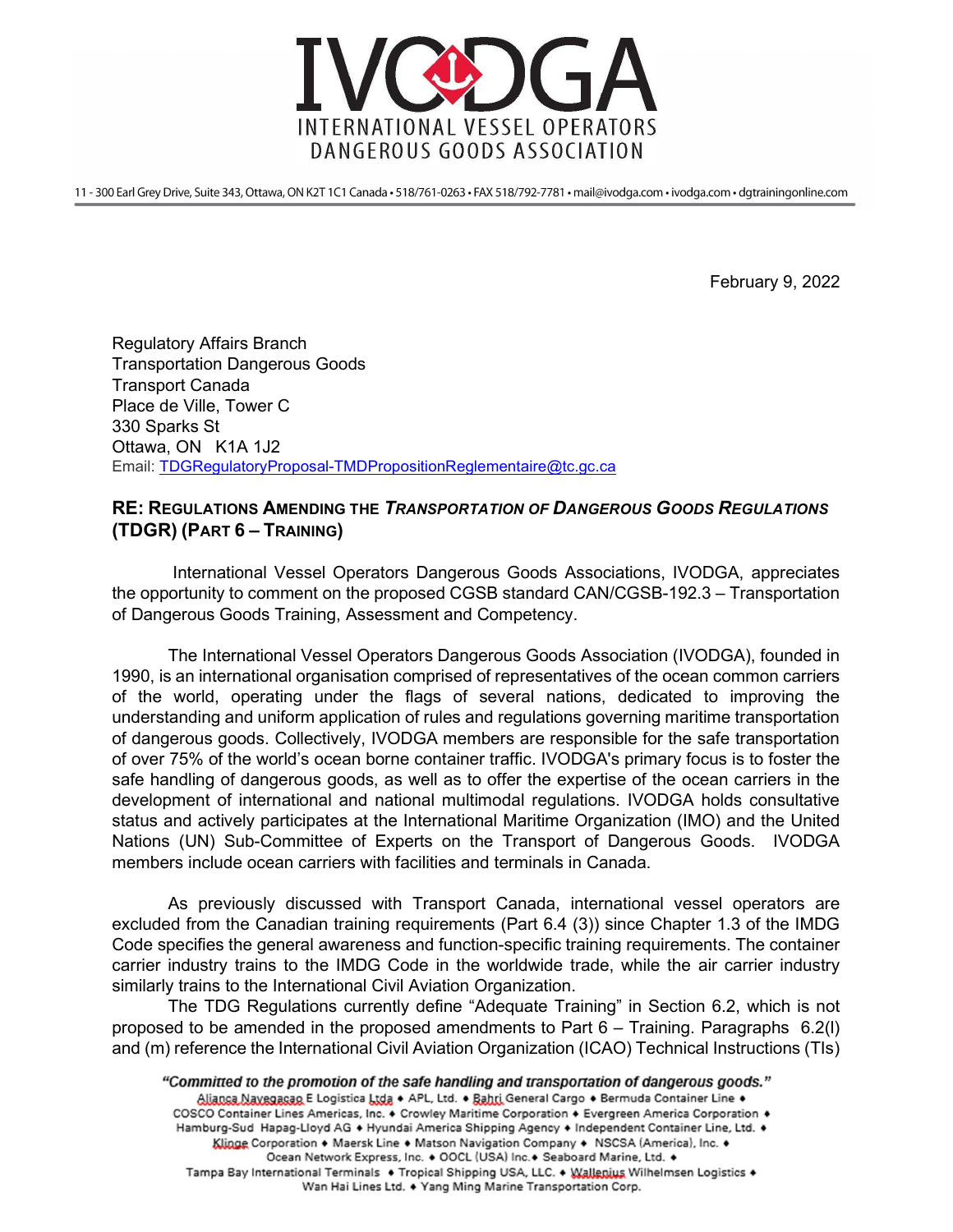# IVODGA

INTERNATIONAL VESSEL OPERATORS DANGEROUS GOODS ASSOCIATION

11 - 300 Earl Grey Drive, Suite 343, Ottawa, ON K2T 1C1 Canada • 518/761-0263 • FAX 518/792-7781 • mail@ivodga.com • ivodga.com • dgtrainingonline.com

February 9, 2022

Regulatory Affairs Branch
Transportation Dangerous Goods
Transport Canada
Place de Ville, Tower C
330 Sparks St
Ottawa, ON K1A 1J2
Email: TDGRegulatoryProposal-TMDPropositionReglementaire@tc.gc.ca

**RE: REGULATIONS AMENDING THE *TRANSPORTATION OF DANGEROUS GOODS REGULATIONS* (TDGR) (PART 6 – TRAINING)**

International Vessel Operators Dangerous Goods Associations, IVODGA, appreciates the opportunity to comment on the proposed CGSB standard CAN/CGSB-192.3 – Transportation of Dangerous Goods Training, Assessment and Competency.

The International Vessel Operators Dangerous Goods Association (IVODGA), founded in 1990, is an international organisation comprised of representatives of the ocean common carriers of the world, operating under the flags of several nations, dedicated to improving the understanding and uniform application of rules and regulations governing maritime transportation of dangerous goods. Collectively, IVODGA members are responsible for the safe transportation of over 75% of the world's ocean borne container traffic. IVODGA's primary focus is to foster the safe handling of dangerous goods, as well as to offer the expertise of the ocean carriers in the development of international and national multimodal regulations. IVODGA holds consultative status and actively participates at the International Maritime Organization (IMO) and the United Nations (UN) Sub-Committee of Experts on the Transport of Dangerous Goods. IVODGA members include ocean carriers with facilities and terminals in Canada.

As previously discussed with Transport Canada, international vessel operators are excluded from the Canadian training requirements (Part 6.4 (3)) since Chapter 1.3 of the IMDG Code specifies the general awareness and function-specific training requirements. The container carrier industry trains to the IMDG Code in the worldwide trade, while the air carrier industry similarly trains to the International Civil Aviation Organization.

The TDG Regulations currently define "Adequate Training" in Section 6.2, which is not proposed to be amended in the proposed amendments to Part 6 – Training. Paragraphs 6.2(l) and (m) reference the International Civil Aviation Organization (ICAO) Technical Instructions (TIs)

*"Committed to the promotion of the safe handling and transportation of dangerous goods."*
Alianca Navegacao E Logistica Ltda • APL, Ltd. • Bahri General Cargo • Bermuda Container Line • COSCO Container Lines Americas, Inc. • Crowley Maritime Corporation • Evergreen America Corporation • Hamburg-Sud Hapag-Lloyd AG • Hyundai America Shipping Agency • Independent Container Line, Ltd. • Klinge Corporation • Maersk Line • Matson Navigation Company • NSCSA (America), Inc. • Ocean Network Express, Inc. • OOCL (USA) Inc.• Seaboard Marine, Ltd. • Tampa Bay International Terminals • Tropical Shipping USA, LLC. • Wallenius Wilhelmsen Logistics • Wan Hai Lines Ltd. • Yang Ming Marine Transportation Corp.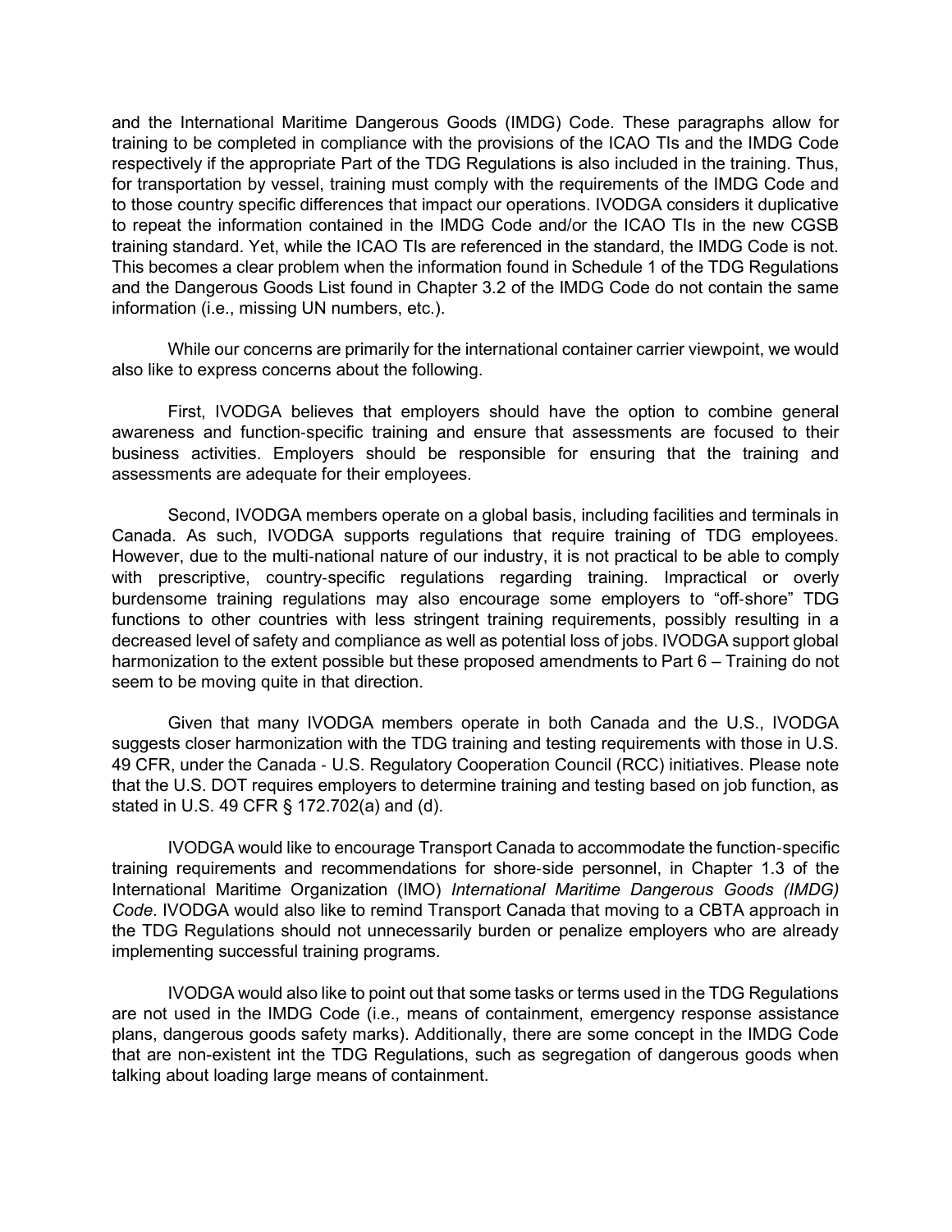and the International Maritime Dangerous Goods (IMDG) Code. These paragraphs allow for training to be completed in compliance with the provisions of the ICAO TIs and the IMDG Code respectively if the appropriate Part of the TDG Regulations is also included in the training. Thus, for transportation by vessel, training must comply with the requirements of the IMDG Code and to those country specific differences that impact our operations. IVODGA considers it duplicative to repeat the information contained in the IMDG Code and/or the ICAO TIs in the new CGSB training standard. Yet, while the ICAO TIs are referenced in the standard, the IMDG Code is not. This becomes a clear problem when the information found in Schedule 1 of the TDG Regulations and the Dangerous Goods List found in Chapter 3.2 of the IMDG Code do not contain the same information (i.e., missing UN numbers, etc.).

While our concerns are primarily for the international container carrier viewpoint, we would also like to express concerns about the following.

First, IVODGA believes that employers should have the option to combine general awareness and function-specific training and ensure that assessments are focused to their business activities. Employers should be responsible for ensuring that the training and assessments are adequate for their employees.

Second, IVODGA members operate on a global basis, including facilities and terminals in Canada. As such, IVODGA supports regulations that require training of TDG employees. However, due to the multi-national nature of our industry, it is not practical to be able to comply with prescriptive, country-specific regulations regarding training. Impractical or overly burdensome training regulations may also encourage some employers to "off-shore" TDG functions to other countries with less stringent training requirements, possibly resulting in a decreased level of safety and compliance as well as potential loss of jobs. IVODGA support global harmonization to the extent possible but these proposed amendments to Part 6 – Training do not seem to be moving quite in that direction.

Given that many IVODGA members operate in both Canada and the U.S., IVODGA suggests closer harmonization with the TDG training and testing requirements with those in U.S. 49 CFR, under the Canada - U.S. Regulatory Cooperation Council (RCC) initiatives. Please note that the U.S. DOT requires employers to determine training and testing based on job function, as stated in U.S. 49 CFR § 172.702(a) and (d).

IVODGA would like to encourage Transport Canada to accommodate the function-specific training requirements and recommendations for shore-side personnel, in Chapter 1.3 of the International Maritime Organization (IMO) *International Maritime Dangerous Goods (IMDG) Code*. IVODGA would also like to remind Transport Canada that moving to a CBTA approach in the TDG Regulations should not unnecessarily burden or penalize employers who are already implementing successful training programs.

IVODGA would also like to point out that some tasks or terms used in the TDG Regulations are not used in the IMDG Code (i.e., means of containment, emergency response assistance plans, dangerous goods safety marks). Additionally, there are some concept in the IMDG Code that are non-existent int the TDG Regulations, such as segregation of dangerous goods when talking about loading large means of containment.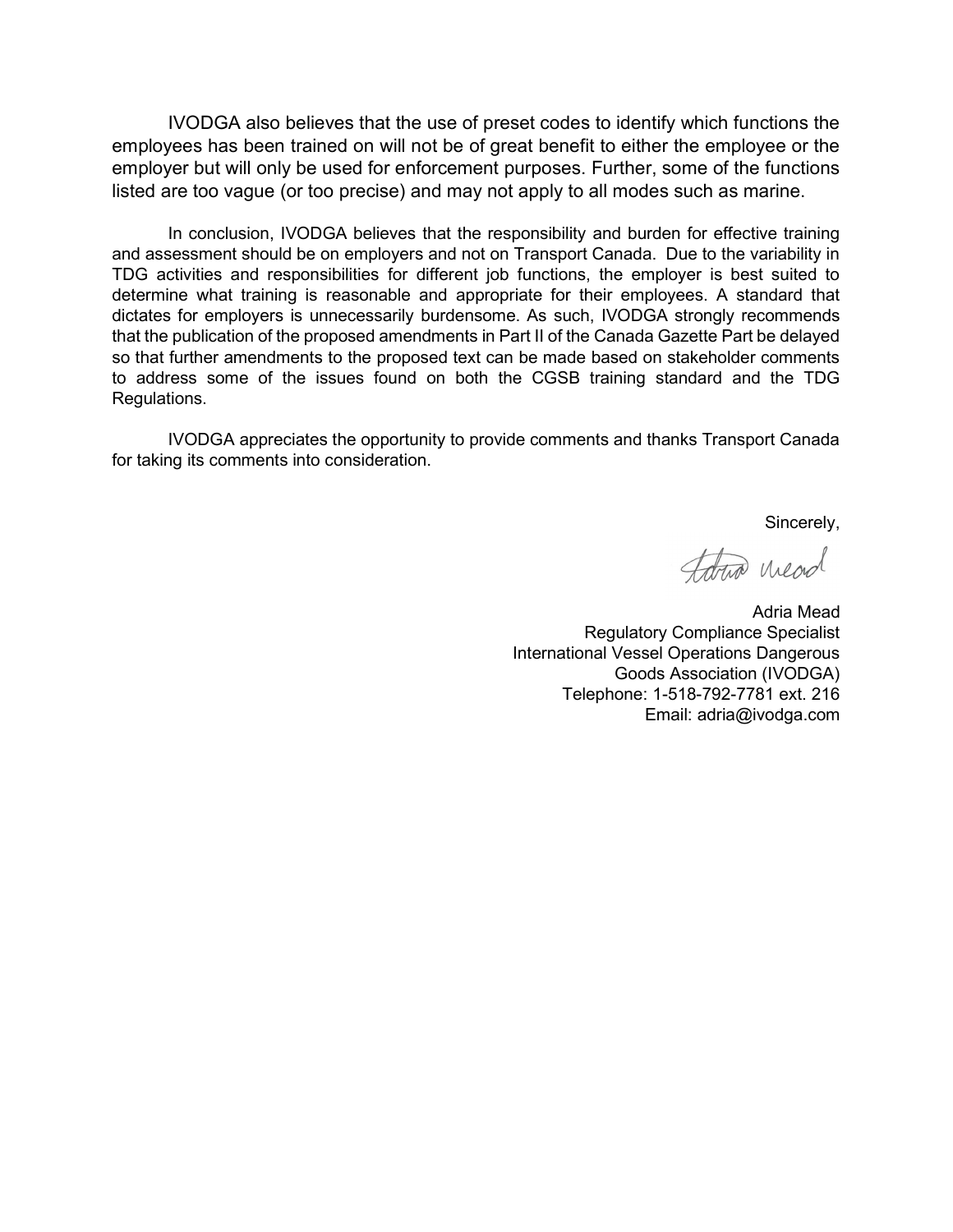IVODGA also believes that the use of preset codes to identify which functions the employees has been trained on will not be of great benefit to either the employee or the employer but will only be used for enforcement purposes. Further, some of the functions listed are too vague (or too precise) and may not apply to all modes such as marine.

In conclusion, IVODGA believes that the responsibility and burden for effective training and assessment should be on employers and not on Transport Canada. Due to the variability in TDG activities and responsibilities for different job functions, the employer is best suited to determine what training is reasonable and appropriate for their employees. A standard that dictates for employers is unnecessarily burdensome. As such, IVODGA strongly recommends that the publication of the proposed amendments in Part II of the Canada Gazette Part be delayed so that further amendments to the proposed text can be made based on stakeholder comments to address some of the issues found on both the CGSB training standard and the TDG Regulations.

IVODGA appreciates the opportunity to provide comments and thanks Transport Canada for taking its comments into consideration.

Sincerely,

Adria Mead
Regulatory Compliance Specialist
International Vessel Operations Dangerous Goods Association (IVODGA)
Telephone: 1-518-792-7781 ext. 216
Email: adria@ivodga.com